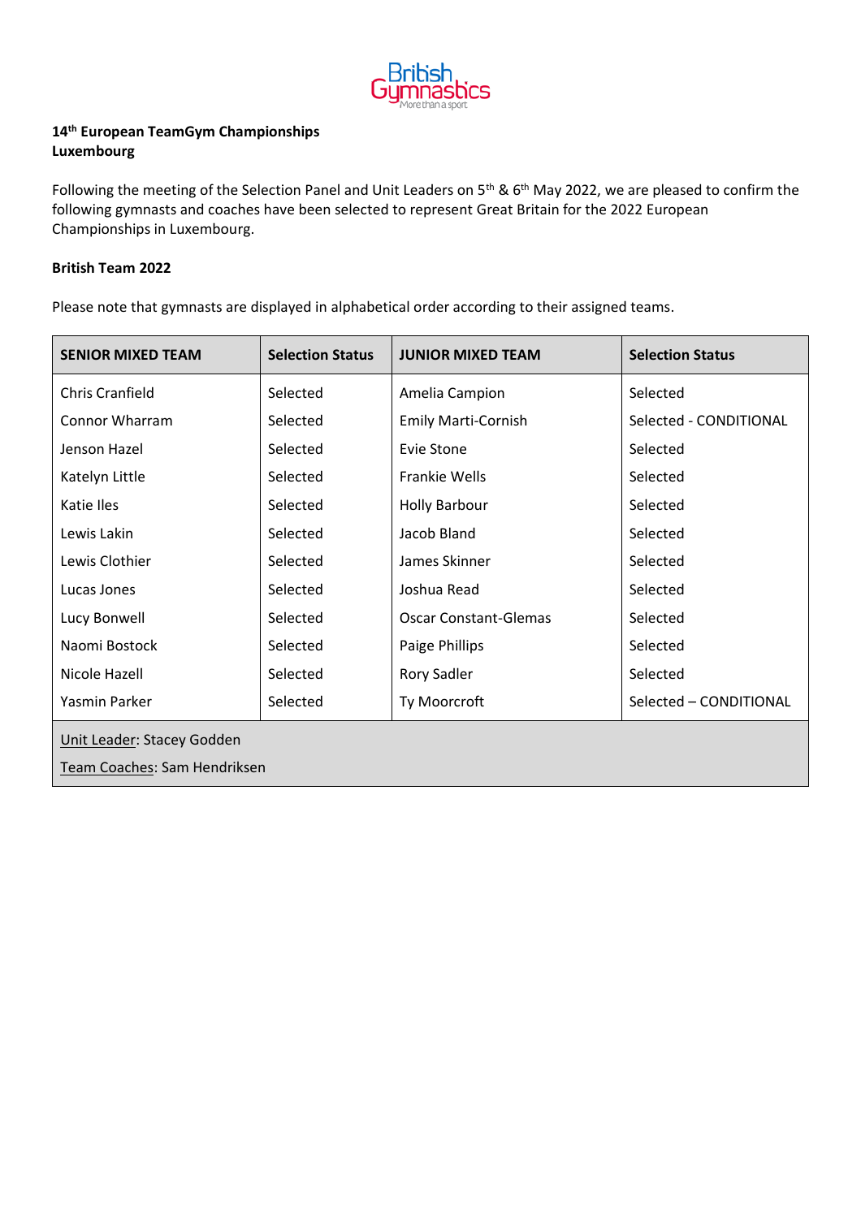**14th European TeamGym Championships**
**Luxembourg**

Following the meeting of the Selection Panel and Unit Leaders on 5th & 6th May 2022, we are pleased to confirm the following gymnasts and coaches have been selected to represent Great Britain for the 2022 European Championships in Luxembourg.

**British Team 2022**

Please note that gymnasts are displayed in alphabetical order according to their assigned teams.

| SENIOR MIXED TEAM | Selection Status | JUNIOR MIXED TEAM | Selection Status |
|---|---|---|---|
| Chris Cranfield | Selected | Amelia Campion | Selected |
| Connor Wharram | Selected | Emily Marti-Cornish | Selected - CONDITIONAL |
| Jenson Hazel | Selected | Evie Stone | Selected |
| Katelyn Little | Selected | Frankie Wells | Selected |
| Katie Iles | Selected | Holly Barbour | Selected |
| Lewis Lakin | Selected | Jacob Bland | Selected |
| Lewis Clothier | Selected | James Skinner | Selected |
| Lucas Jones | Selected | Joshua Read | Selected |
| Lucy Bonwell | Selected | Oscar Constant-Glemas | Selected |
| Naomi Bostock | Selected | Paige Phillips | Selected |
| Nicole Hazell | Selected | Rory Sadler | Selected |
| Yasmin Parker | Selected | Ty Moorcroft | Selected – CONDITIONAL |
| Unit Leader: Stacey Godden<br>Team Coaches: Sam Hendriksen | | | |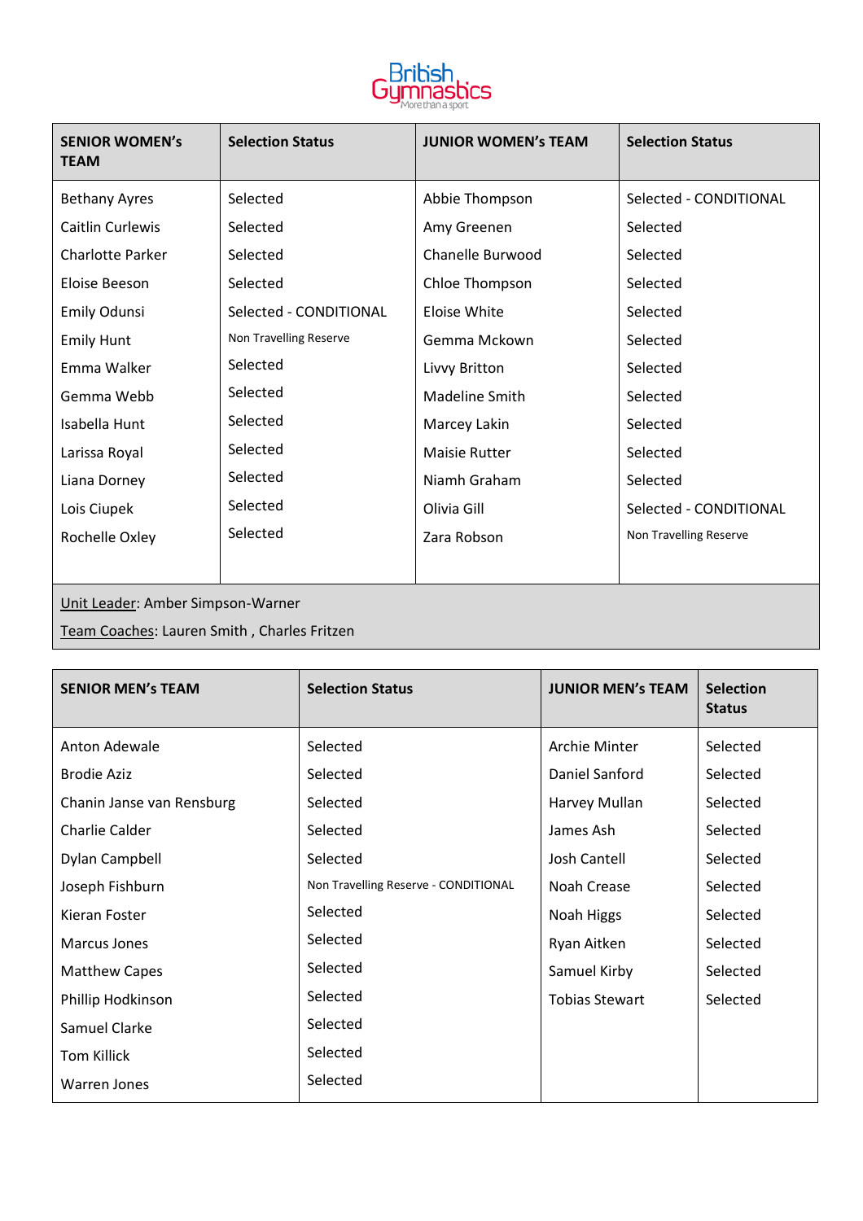| SENIOR WOMEN's TEAM | Selection Status | JUNIOR WOMEN's TEAM | Selection Status |
|---|---|---|---|
| Bethany Ayres | Selected | Abbie Thompson | Selected - CONDITIONAL |
| Caitlin Curlewis | Selected | Amy Greenen | Selected |
| Charlotte Parker | Selected | Chanelle Burwood | Selected |
| Eloise Beeson | Selected | Chloe Thompson | Selected |
| Emily Odunsi | Selected - CONDITIONAL | Eloise White | Selected |
| Emily Hunt | Non Travelling Reserve | Gemma Mckown | Selected |
| Emma Walker | Selected | Livvy Britton | Selected |
| Gemma Webb | Selected | Madeline Smith | Selected |
| Isabella Hunt | Selected | Marcey Lakin | Selected |
| Larissa Royal | Selected | Maisie Rutter | Selected |
| Liana Dorney | Selected | Niamh Graham | Selected |
| Lois Ciupek | Selected | Olivia Gill | Selected - CONDITIONAL |
| Rochelle Oxley | Selected | Zara Robson | Non Travelling Reserve |

Unit Leader: Amber Simpson-Warner

Team Coaches: Lauren Smith , Charles Fritzen

| SENIOR MEN's TEAM | Selection Status | JUNIOR MEN's TEAM | Selection Status |
|---|---|---|---|
| Anton Adewale | Selected | Archie Minter | Selected |
| Brodie Aziz | Selected | Daniel Sanford | Selected |
| Chanin Janse van Rensburg | Selected | Harvey Mullan | Selected |
| Charlie Calder | Selected | James Ash | Selected |
| Dylan Campbell | Selected | Josh Cantell | Selected |
| Joseph Fishburn | Non Travelling Reserve - CONDITIONAL | Noah Crease | Selected |
| Kieran Foster | Selected | Noah Higgs | Selected |
| Marcus Jones | Selected | Ryan Aitken | Selected |
| Matthew Capes | Selected | Samuel Kirby | Selected |
| Phillip Hodkinson | Selected | Tobias Stewart | Selected |
| Samuel Clarke | Selected | | |
| Tom Killick | Selected | | |
| Warren Jones | Selected | | |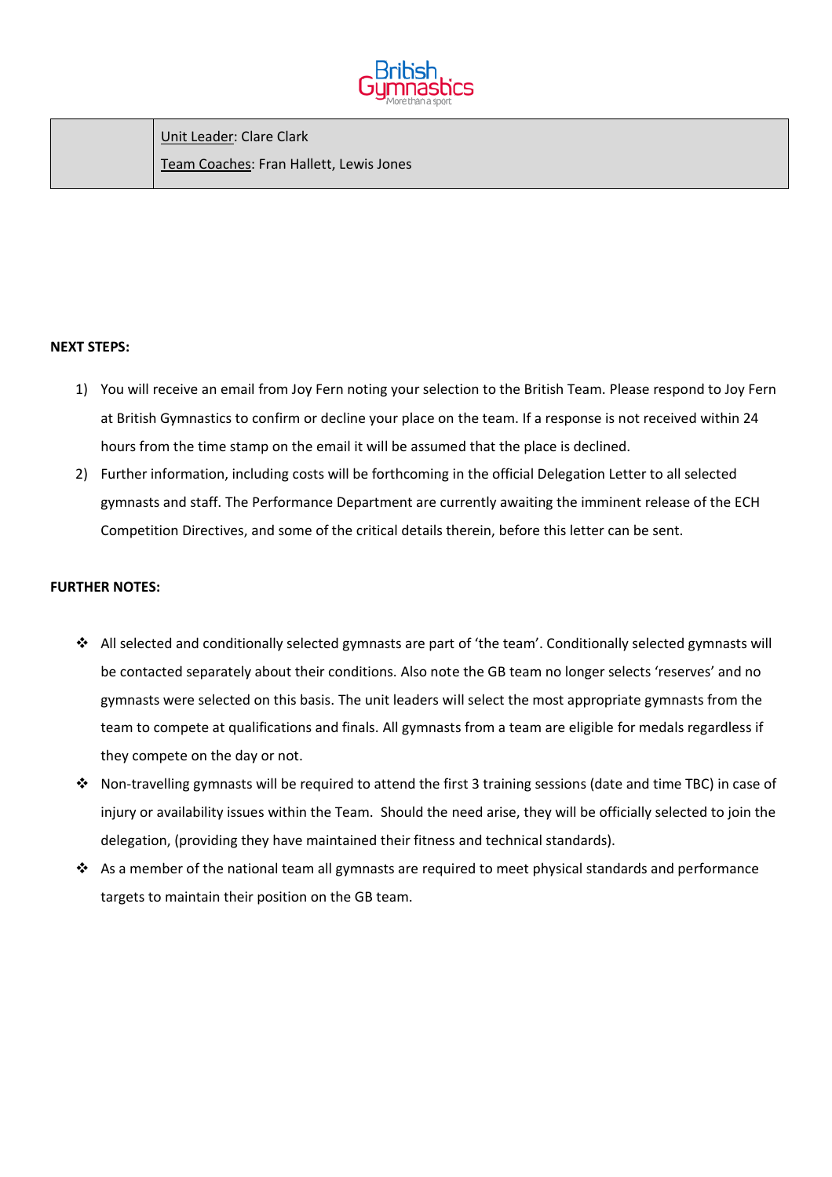| | |
|---|---|
| | Unit Leader: Clare Clark<br>Team Coaches: Fran Hallett, Lewis Jones |

**NEXT STEPS:**

1) You will receive an email from Joy Fern noting your selection to the British Team. Please respond to Joy Fern at British Gymnastics to confirm or decline your place on the team. If a response is not received within 24 hours from the time stamp on the email it will be assumed that the place is declined.
2) Further information, including costs will be forthcoming in the official Delegation Letter to all selected gymnasts and staff. The Performance Department are currently awaiting the imminent release of the ECH Competition Directives, and some of the critical details therein, before this letter can be sent.

**FURTHER NOTES:**

- All selected and conditionally selected gymnasts are part of 'the team'. Conditionally selected gymnasts will be contacted separately about their conditions. Also note the GB team no longer selects 'reserves' and no gymnasts were selected on this basis. The unit leaders will select the most appropriate gymnasts from the team to compete at qualifications and finals. All gymnasts from a team are eligible for medals regardless if they compete on the day or not.
- Non-travelling gymnasts will be required to attend the first 3 training sessions (date and time TBC) in case of injury or availability issues within the Team. Should the need arise, they will be officially selected to join the delegation, (providing they have maintained their fitness and technical standards).
- As a member of the national team all gymnasts are required to meet physical standards and performance targets to maintain their position on the GB team.